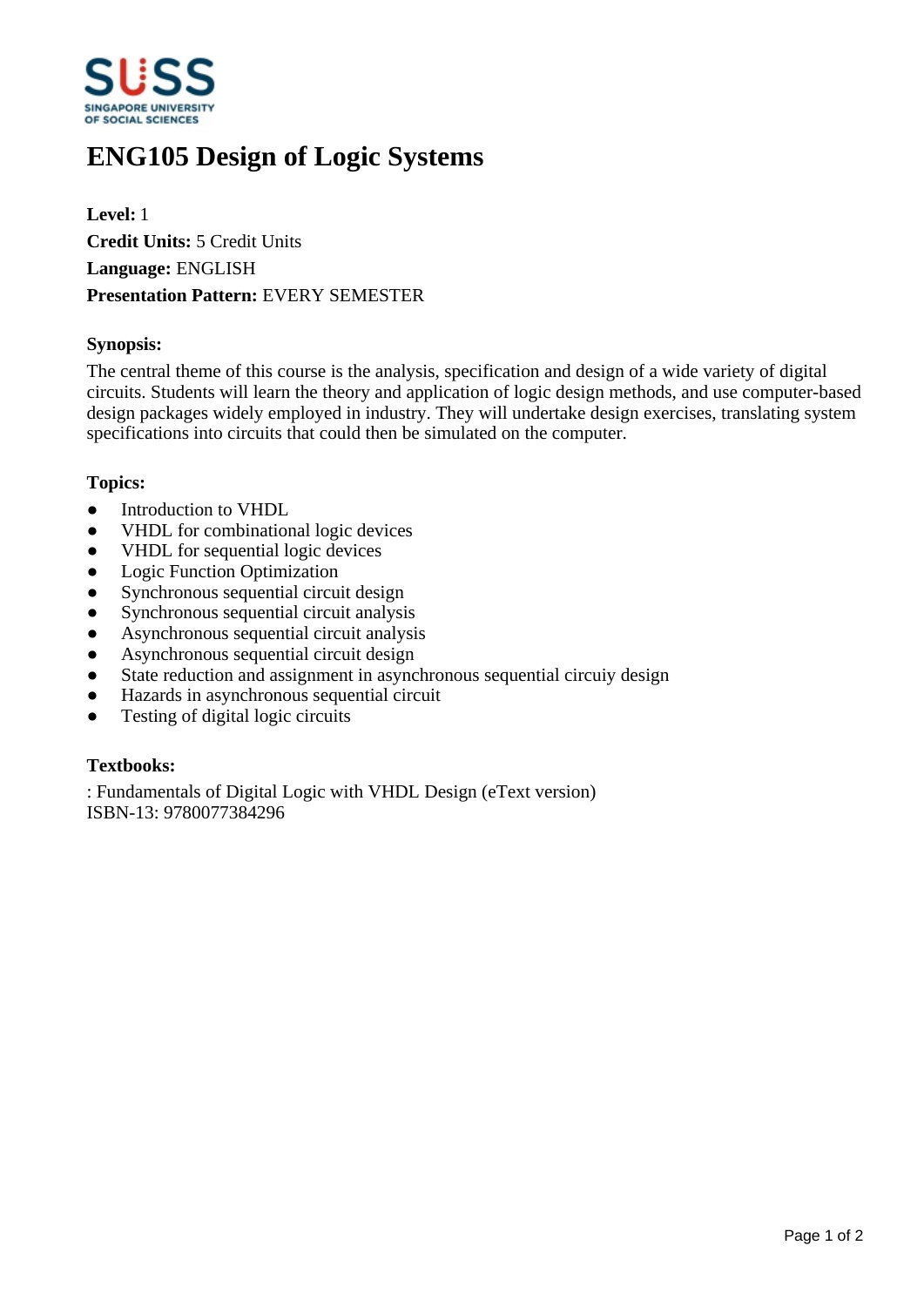# ENG105 Design of Logic Systems

**Level:** 1
**Credit Units:** 5 Credit Units
**Language:** ENGLISH
**Presentation Pattern:** EVERY SEMESTER

**Synopsis:**

The central theme of this course is the analysis, specification and design of a wide variety of digital circuits. Students will learn the theory and application of logic design methods, and use computer-based design packages widely employed in industry. They will undertake design exercises, translating system specifications into circuits that could then be simulated on the computer.

**Topics:**

- Introduction to VHDL
- VHDL for combinational logic devices
- VHDL for sequential logic devices
- Logic Function Optimization
- Synchronous sequential circuit design
- Synchronous sequential circuit analysis
- Asynchronous sequential circuit analysis
- Asynchronous sequential circuit design
- State reduction and assignment in asynchronous sequential circuiy design
- Hazards in asynchronous sequential circuit
- Testing of digital logic circuits

**Textbooks:**

: Fundamentals of Digital Logic with VHDL Design (eText version)
ISBN-13: 9780077384296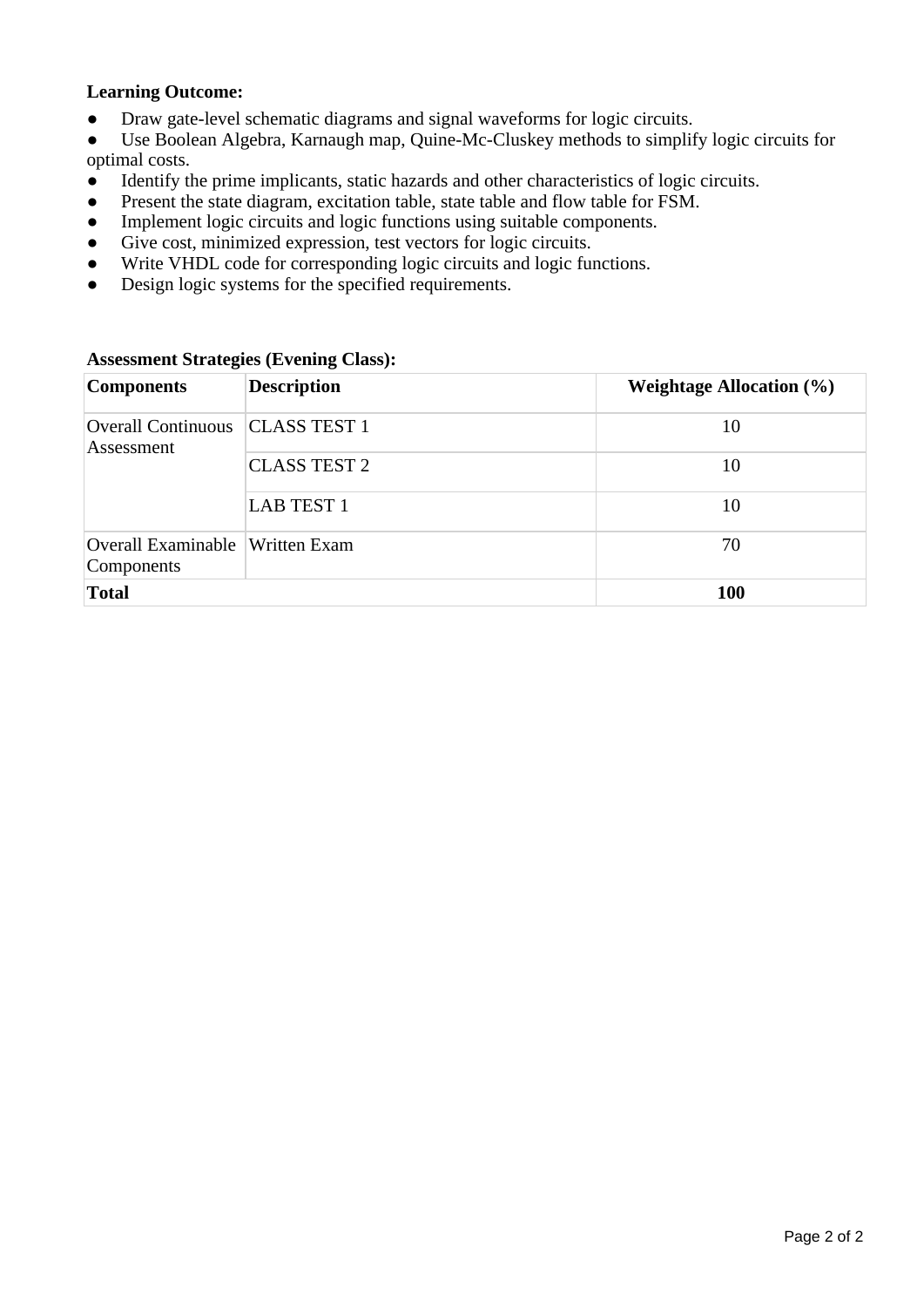**Learning Outcome:**

- Draw gate-level schematic diagrams and signal waveforms for logic circuits.
- Use Boolean Algebra, Karnaugh map, Quine-Mc-Cluskey methods to simplify logic circuits for optimal costs.
- Identify the prime implicants, static hazards and other characteristics of logic circuits.
- Present the state diagram, excitation table, state table and flow table for FSM.
- Implement logic circuits and logic functions using suitable components.
- Give cost, minimized expression, test vectors for logic circuits.
- Write VHDL code for corresponding logic circuits and logic functions.
- Design logic systems for the specified requirements.

**Assessment Strategies (Evening Class):**

| **Components** | **Description** | **Weightage Allocation (%)** |
|---|---|---|
| Overall Continuous Assessment | CLASS TEST 1 | 10 |
| | CLASS TEST 2 | 10 |
| | LAB TEST 1 | 10 |
| Overall Examinable Components | Written Exam | 70 |
| **Total** | | **100** |